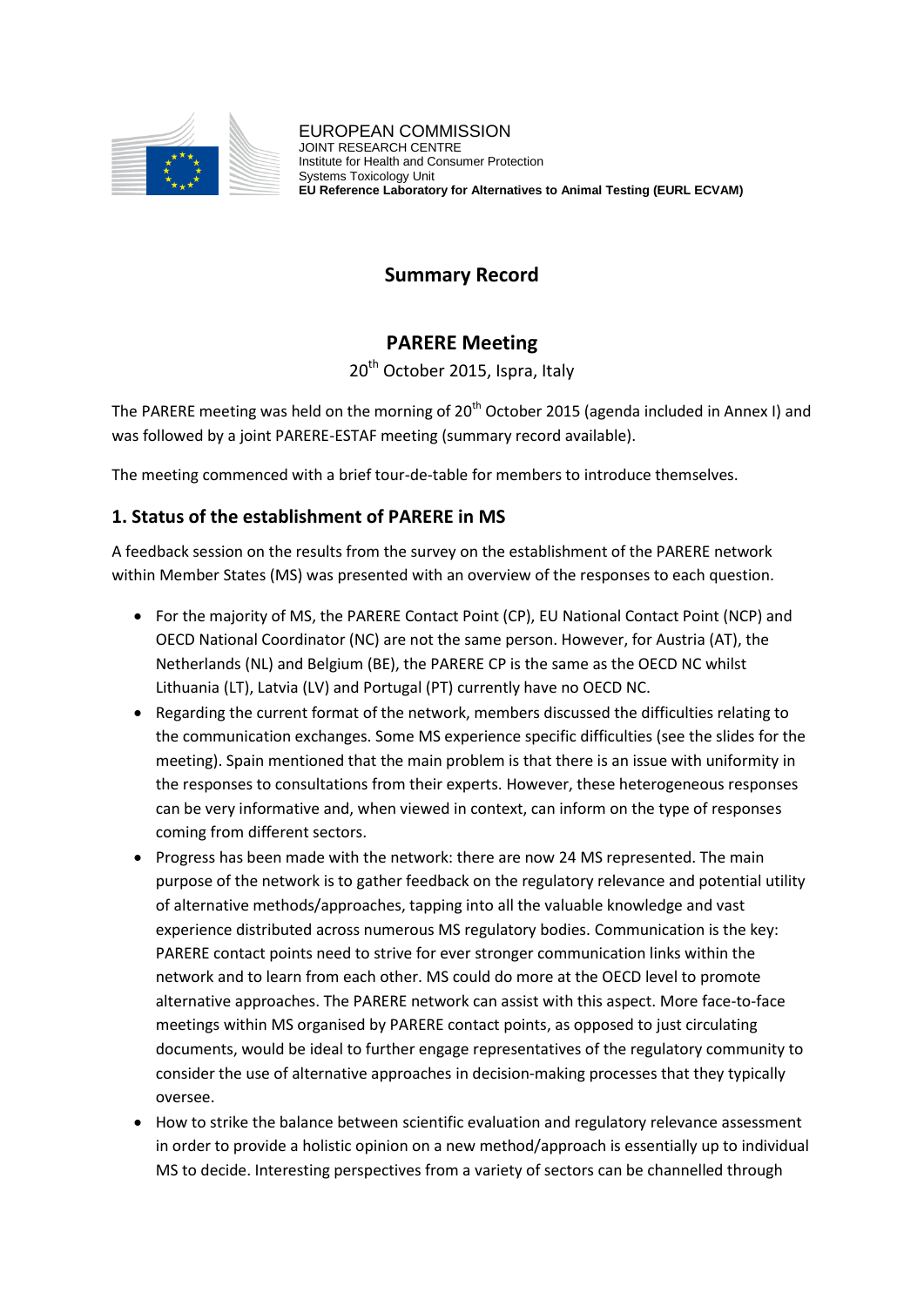EUROPEAN COMMISSION
JOINT RESEARCH CENTRE
Institute for Health and Consumer Protection
Systems Toxicology Unit
**EU Reference Laboratory for Alternatives to Animal Testing (EURL ECVAM)**

# Summary Record

## PARERE Meeting

20th October 2015, Ispra, Italy

The PARERE meeting was held on the morning of 20th October 2015 (agenda included in Annex I) and was followed by a joint PARERE-ESTAF meeting (summary record available).

The meeting commenced with a brief tour-de-table for members to introduce themselves.

## 1. Status of the establishment of PARERE in MS

A feedback session on the results from the survey on the establishment of the PARERE network within Member States (MS) was presented with an overview of the responses to each question.

- For the majority of MS, the PARERE Contact Point (CP), EU National Contact Point (NCP) and OECD National Coordinator (NC) are not the same person. However, for Austria (AT), the Netherlands (NL) and Belgium (BE), the PARERE CP is the same as the OECD NC whilst Lithuania (LT), Latvia (LV) and Portugal (PT) currently have no OECD NC.
- Regarding the current format of the network, members discussed the difficulties relating to the communication exchanges. Some MS experience specific difficulties (see the slides for the meeting). Spain mentioned that the main problem is that there is an issue with uniformity in the responses to consultations from their experts. However, these heterogeneous responses can be very informative and, when viewed in context, can inform on the type of responses coming from different sectors.
- Progress has been made with the network: there are now 24 MS represented. The main purpose of the network is to gather feedback on the regulatory relevance and potential utility of alternative methods/approaches, tapping into all the valuable knowledge and vast experience distributed across numerous MS regulatory bodies. Communication is the key: PARERE contact points need to strive for ever stronger communication links within the network and to learn from each other. MS could do more at the OECD level to promote alternative approaches. The PARERE network can assist with this aspect. More face-to-face meetings within MS organised by PARERE contact points, as opposed to just circulating documents, would be ideal to further engage representatives of the regulatory community to consider the use of alternative approaches in decision-making processes that they typically oversee.
- How to strike the balance between scientific evaluation and regulatory relevance assessment in order to provide a holistic opinion on a new method/approach is essentially up to individual MS to decide. Interesting perspectives from a variety of sectors can be channelled through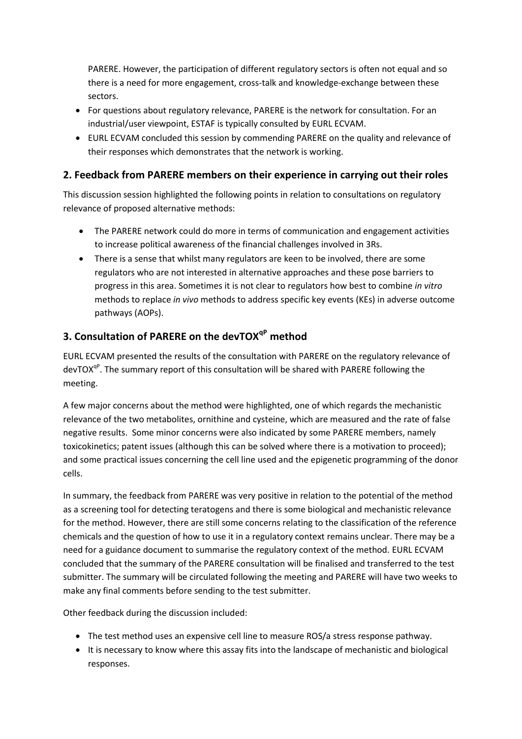PARERE. However, the participation of different regulatory sectors is often not equal and so there is a need for more engagement, cross-talk and knowledge-exchange between these sectors.

- For questions about regulatory relevance, PARERE is the network for consultation. For an industrial/user viewpoint, ESTAF is typically consulted by EURL ECVAM.
- EURL ECVAM concluded this session by commending PARERE on the quality and relevance of their responses which demonstrates that the network is working.

## 2. Feedback from PARERE members on their experience in carrying out their roles

This discussion session highlighted the following points in relation to consultations on regulatory relevance of proposed alternative methods:

- The PARERE network could do more in terms of communication and engagement activities to increase political awareness of the financial challenges involved in 3Rs.
- There is a sense that whilst many regulators are keen to be involved, there are some regulators who are not interested in alternative approaches and these pose barriers to progress in this area. Sometimes it is not clear to regulators how best to combine *in vitro* methods to replace *in vivo* methods to address specific key events (KEs) in adverse outcome pathways (AOPs).

## 3. Consultation of PARERE on the devTOX$^{qP}$ method

EURL ECVAM presented the results of the consultation with PARERE on the regulatory relevance of devTOX$^{qP}$. The summary report of this consultation will be shared with PARERE following the meeting.

A few major concerns about the method were highlighted, one of which regards the mechanistic relevance of the two metabolites, ornithine and cysteine, which are measured and the rate of false negative results. Some minor concerns were also indicated by some PARERE members, namely toxicokinetics; patent issues (although this can be solved where there is a motivation to proceed); and some practical issues concerning the cell line used and the epigenetic programming of the donor cells.

In summary, the feedback from PARERE was very positive in relation to the potential of the method as a screening tool for detecting teratogens and there is some biological and mechanistic relevance for the method. However, there are still some concerns relating to the classification of the reference chemicals and the question of how to use it in a regulatory context remains unclear. There may be a need for a guidance document to summarise the regulatory context of the method. EURL ECVAM concluded that the summary of the PARERE consultation will be finalised and transferred to the test submitter. The summary will be circulated following the meeting and PARERE will have two weeks to make any final comments before sending to the test submitter.

Other feedback during the discussion included:

- The test method uses an expensive cell line to measure ROS/a stress response pathway.
- It is necessary to know where this assay fits into the landscape of mechanistic and biological responses.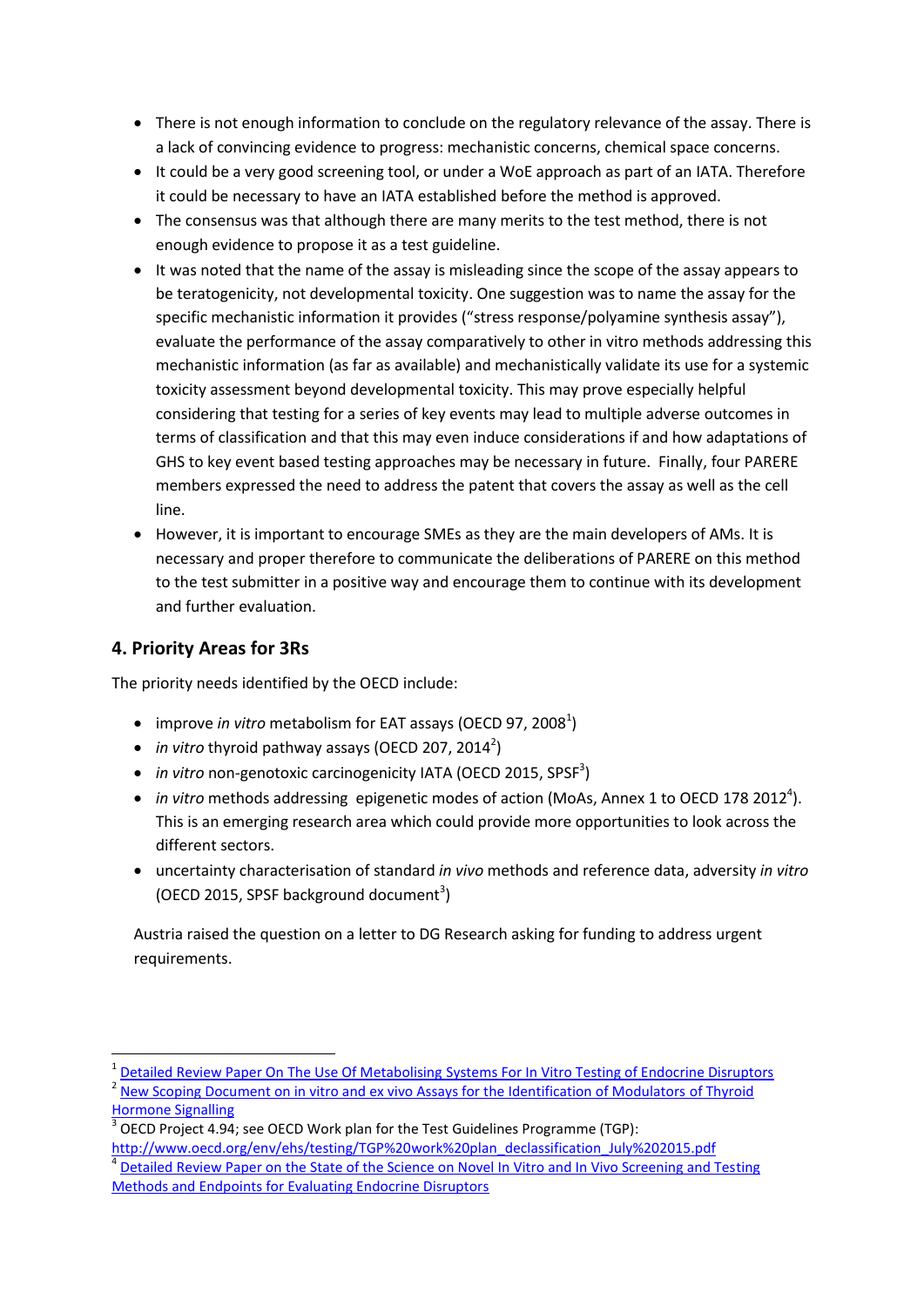- There is not enough information to conclude on the regulatory relevance of the assay. There is a lack of convincing evidence to progress: mechanistic concerns, chemical space concerns.
- It could be a very good screening tool, or under a WoE approach as part of an IATA. Therefore it could be necessary to have an IATA established before the method is approved.
- The consensus was that although there are many merits to the test method, there is not enough evidence to propose it as a test guideline.
- It was noted that the name of the assay is misleading since the scope of the assay appears to be teratogenicity, not developmental toxicity. One suggestion was to name the assay for the specific mechanistic information it provides ("stress response/polyamine synthesis assay"), evaluate the performance of the assay comparatively to other in vitro methods addressing this mechanistic information (as far as available) and mechanistically validate its use for a systemic toxicity assessment beyond developmental toxicity. This may prove especially helpful considering that testing for a series of key events may lead to multiple adverse outcomes in terms of classification and that this may even induce considerations if and how adaptations of GHS to key event based testing approaches may be necessary in future. Finally, four PARERE members expressed the need to address the patent that covers the assay as well as the cell line.
- However, it is important to encourage SMEs as they are the main developers of AMs. It is necessary and proper therefore to communicate the deliberations of PARERE on this method to the test submitter in a positive way and encourage them to continue with its development and further evaluation.

## 4. Priority Areas for 3Rs

The priority needs identified by the OECD include:

- improve *in vitro* metabolism for EAT assays (OECD 97, 2008[1])
- *in vitro* thyroid pathway assays (OECD 207, 2014[2])
- *in vitro* non-genotoxic carcinogenicity IATA (OECD 2015, SPSF[3])
- *in vitro* methods addressing epigenetic modes of action (MoAs, Annex 1 to OECD 178 2012[4]). This is an emerging research area which could provide more opportunities to look across the different sectors.
- uncertainty characterisation of standard *in vivo* methods and reference data, adversity *in vitro* (OECD 2015, SPSF background document[3])

Austria raised the question on a letter to DG Research asking for funding to address urgent requirements.

---

[1] Detailed Review Paper On The Use Of Metabolising Systems For In Vitro Testing of Endocrine Disruptors

[2] New Scoping Document on in vitro and ex vivo Assays for the Identification of Modulators of Thyroid Hormone Signalling

[3] OECD Project 4.94; see OECD Work plan for the Test Guidelines Programme (TGP): http://www.oecd.org/env/ehs/testing/TGP%20work%20plan_declassification_July%202015.pdf

[4] Detailed Review Paper on the State of the Science on Novel In Vitro and In Vivo Screening and Testing Methods and Endpoints for Evaluating Endocrine Disruptors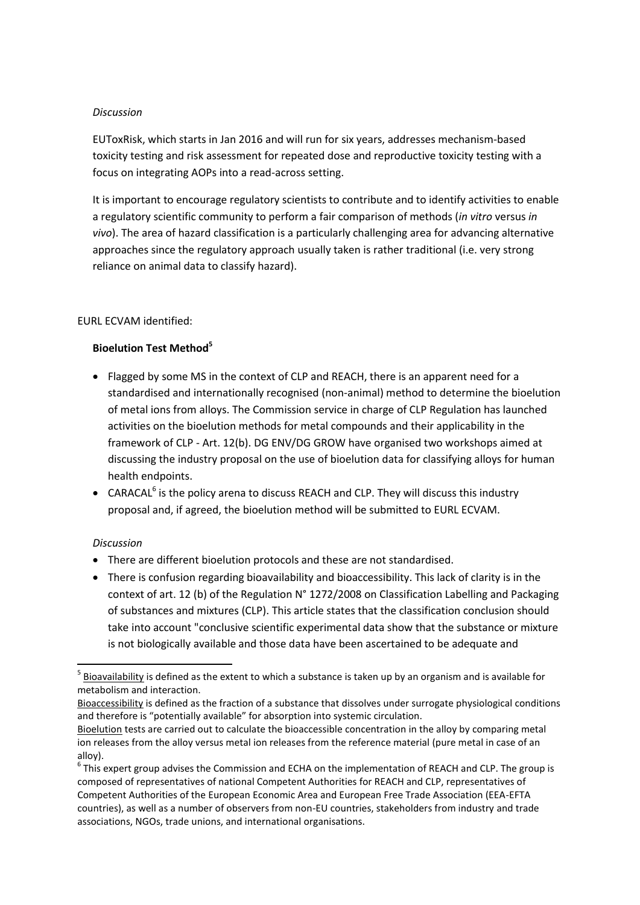*Discussion*

EUToxRisk, which starts in Jan 2016 and will run for six years, addresses mechanism-based toxicity testing and risk assessment for repeated dose and reproductive toxicity testing with a focus on integrating AOPs into a read-across setting.

It is important to encourage regulatory scientists to contribute and to identify activities to enable a regulatory scientific community to perform a fair comparison of methods (*in vitro* versus *in vivo*). The area of hazard classification is a particularly challenging area for advancing alternative approaches since the regulatory approach usually taken is rather traditional (i.e. very strong reliance on animal data to classify hazard).

EURL ECVAM identified:

**Bioelution Test Method**[5]

- Flagged by some MS in the context of CLP and REACH, there is an apparent need for a standardised and internationally recognised (non-animal) method to determine the bioelution of metal ions from alloys. The Commission service in charge of CLP Regulation has launched activities on the bioelution methods for metal compounds and their applicability in the framework of CLP - Art. 12(b). DG ENV/DG GROW have organised two workshops aimed at discussing the industry proposal on the use of bioelution data for classifying alloys for human health endpoints.
- CARACAL[6] is the policy arena to discuss REACH and CLP. They will discuss this industry proposal and, if agreed, the bioelution method will be submitted to EURL ECVAM.

*Discussion*

- There are different bioelution protocols and these are not standardised.
- There is confusion regarding bioavailability and bioaccessibility. This lack of clarity is in the context of art. 12 (b) of the Regulation N° 1272/2008 on Classification Labelling and Packaging of substances and mixtures (CLP). This article states that the classification conclusion should take into account "conclusive scientific experimental data show that the substance or mixture is not biologically available and those data have been ascertained to be adequate and

---

[5] Bioavailability is defined as the extent to which a substance is taken up by an organism and is available for metabolism and interaction.
Bioaccessibility is defined as the fraction of a substance that dissolves under surrogate physiological conditions and therefore is "potentially available" for absorption into systemic circulation.
Bioelution tests are carried out to calculate the bioaccessible concentration in the alloy by comparing metal ion releases from the alloy versus metal ion releases from the reference material (pure metal in case of an alloy).

[6] This expert group advises the Commission and ECHA on the implementation of REACH and CLP. The group is composed of representatives of national Competent Authorities for REACH and CLP, representatives of Competent Authorities of the European Economic Area and European Free Trade Association (EEA-EFTA countries), as well as a number of observers from non-EU countries, stakeholders from industry and trade associations, NGOs, trade unions, and international organisations.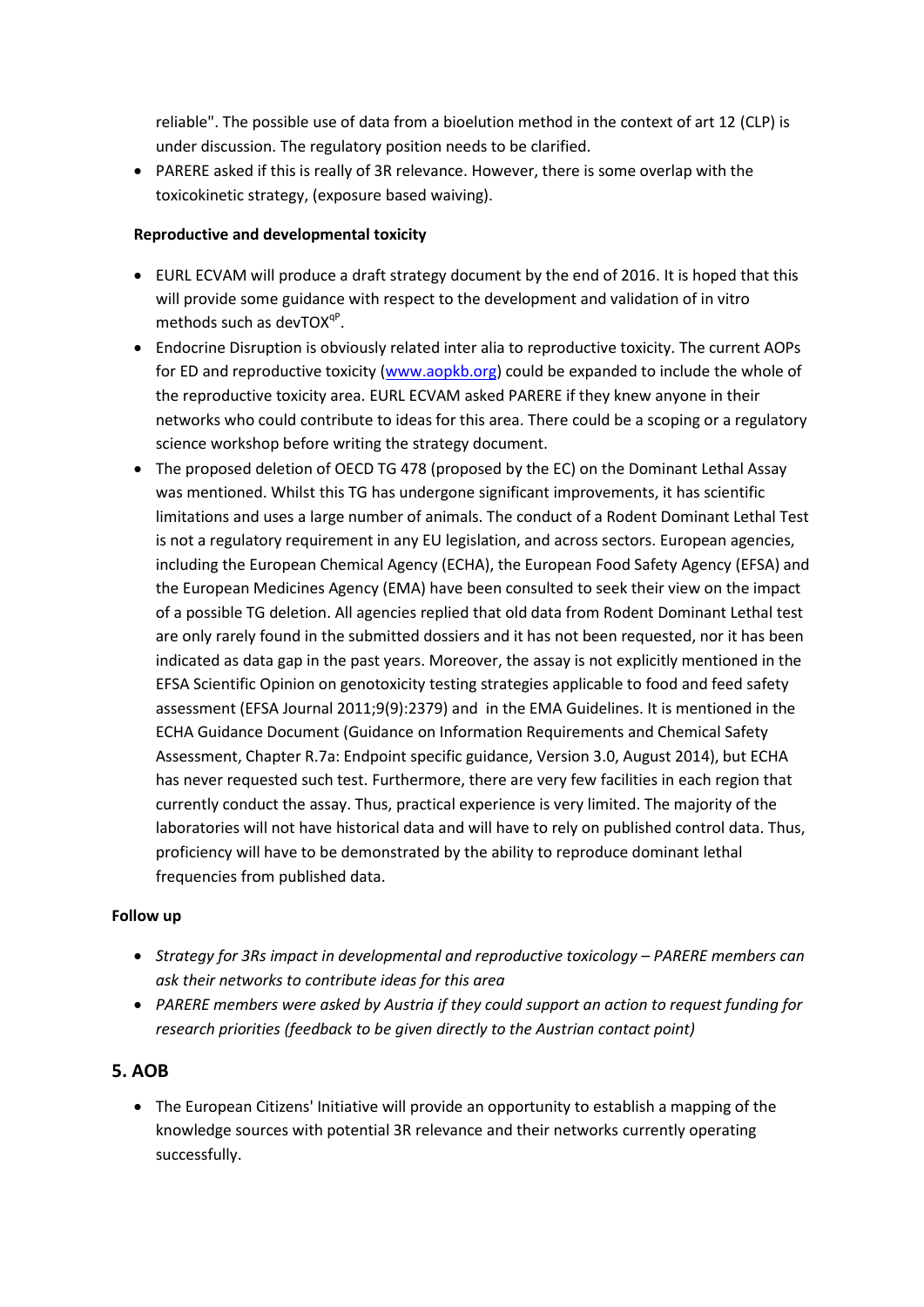reliable". The possible use of data from a bioelution method in the context of art 12 (CLP) is under discussion. The regulatory position needs to be clarified.

- PARERE asked if this is really of 3R relevance. However, there is some overlap with the toxicokinetic strategy, (exposure based waiving).

**Reproductive and developmental toxicity**

- EURL ECVAM will produce a draft strategy document by the end of 2016. It is hoped that this will provide some guidance with respect to the development and validation of in vitro methods such as devTOX$^{qP}$.
- Endocrine Disruption is obviously related inter alia to reproductive toxicity. The current AOPs for ED and reproductive toxicity (www.aopkb.org) could be expanded to include the whole of the reproductive toxicity area. EURL ECVAM asked PARERE if they knew anyone in their networks who could contribute to ideas for this area. There could be a scoping or a regulatory science workshop before writing the strategy document.
- The proposed deletion of OECD TG 478 (proposed by the EC) on the Dominant Lethal Assay was mentioned. Whilst this TG has undergone significant improvements, it has scientific limitations and uses a large number of animals. The conduct of a Rodent Dominant Lethal Test is not a regulatory requirement in any EU legislation, and across sectors. European agencies, including the European Chemical Agency (ECHA), the European Food Safety Agency (EFSA) and the European Medicines Agency (EMA) have been consulted to seek their view on the impact of a possible TG deletion. All agencies replied that old data from Rodent Dominant Lethal test are only rarely found in the submitted dossiers and it has not been requested, nor it has been indicated as data gap in the past years. Moreover, the assay is not explicitly mentioned in the EFSA Scientific Opinion on genotoxicity testing strategies applicable to food and feed safety assessment (EFSA Journal 2011;9(9):2379) and in the EMA Guidelines. It is mentioned in the ECHA Guidance Document (Guidance on Information Requirements and Chemical Safety Assessment, Chapter R.7a: Endpoint specific guidance, Version 3.0, August 2014), but ECHA has never requested such test. Furthermore, there are very few facilities in each region that currently conduct the assay. Thus, practical experience is very limited. The majority of the laboratories will not have historical data and will have to rely on published control data. Thus, proficiency will have to be demonstrated by the ability to reproduce dominant lethal frequencies from published data.

**Follow up**

- *Strategy for 3Rs impact in developmental and reproductive toxicology – PARERE members can ask their networks to contribute ideas for this area*
- *PARERE members were asked by Austria if they could support an action to request funding for research priorities (feedback to be given directly to the Austrian contact point)*

## 5. AOB

- The European Citizens' Initiative will provide an opportunity to establish a mapping of the knowledge sources with potential 3R relevance and their networks currently operating successfully.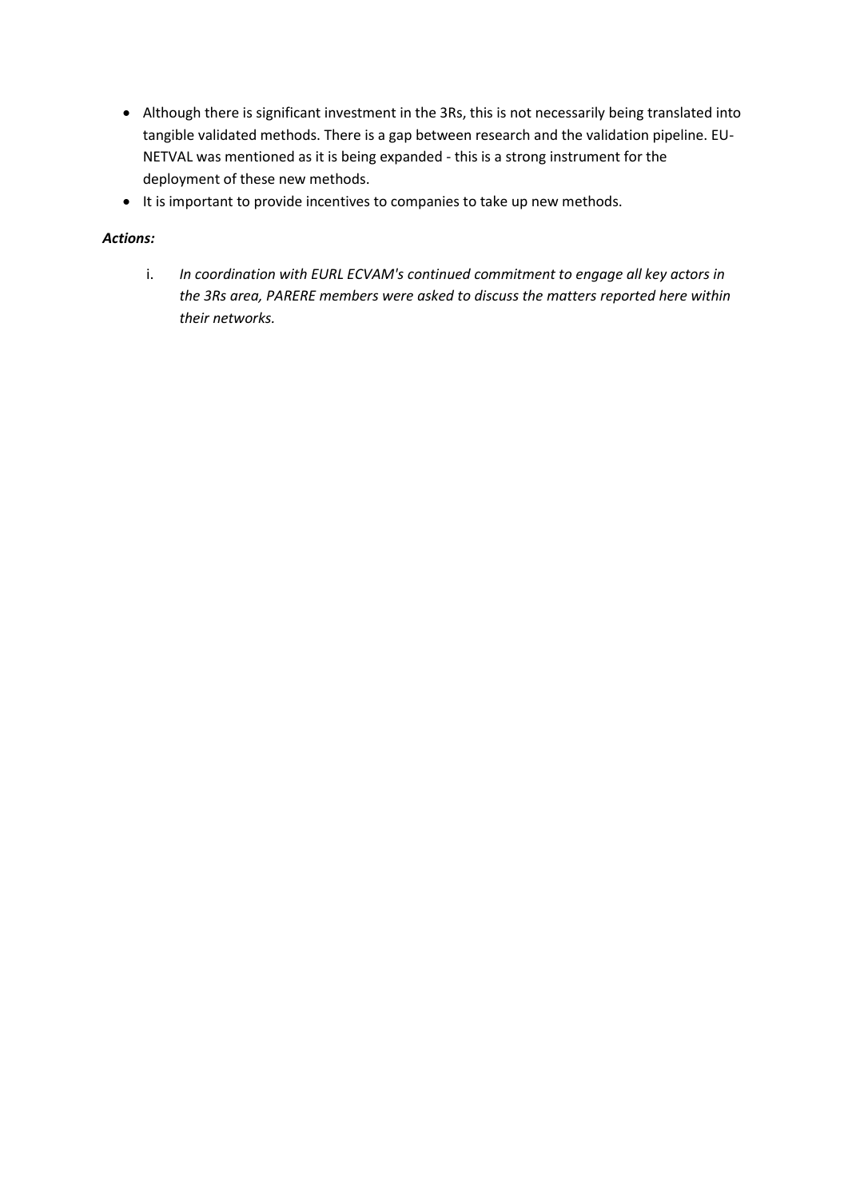- Although there is significant investment in the 3Rs, this is not necessarily being translated into tangible validated methods. There is a gap between research and the validation pipeline. EU-NETVAL was mentioned as it is being expanded - this is a strong instrument for the deployment of these new methods.
- It is important to provide incentives to companies to take up new methods.

***Actions:***

i. *In coordination with EURL ECVAM's continued commitment to engage all key actors in the 3Rs area, PARERE members were asked to discuss the matters reported here within their networks.*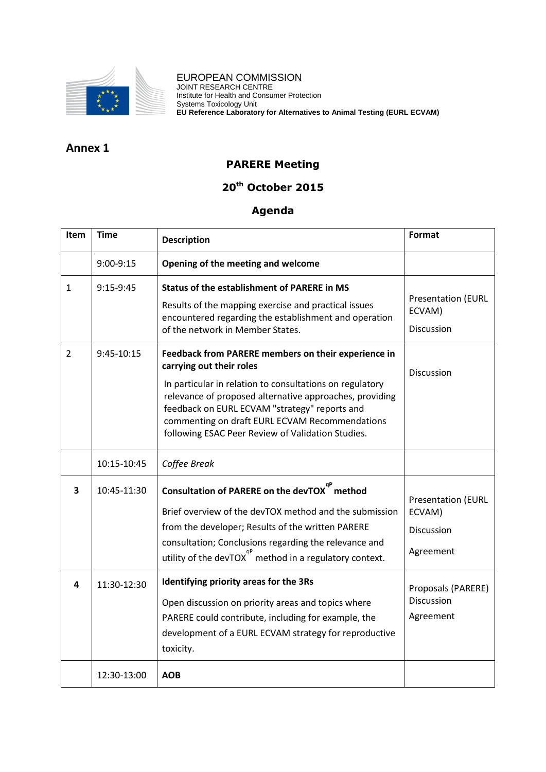EUROPEAN COMMISSION
JOINT RESEARCH CENTRE
Institute for Health and Consumer Protection
Systems Toxicology Unit
**EU Reference Laboratory for Alternatives to Animal Testing (EURL ECVAM)**

## Annex 1

### PARERE Meeting

### 20th October 2015

### Agenda

| Item | Time | Description | Format |
|---|---|---|---|
| | 9:00-9:15 | **Opening of the meeting and welcome** | |
| 1 | 9:15-9:45 | **Status of the establishment of PARERE in MS**<br>Results of the mapping exercise and practical issues encountered regarding the establishment and operation of the network in Member States. | Presentation (EURL ECVAM)<br>Discussion |
| 2 | 9:45-10:15 | **Feedback from PARERE members on their experience in carrying out their roles**<br>In particular in relation to consultations on regulatory relevance of proposed alternative approaches, providing feedback on EURL ECVAM "strategy" reports and commenting on draft EURL ECVAM Recommendations following ESAC Peer Review of Validation Studies. | Discussion |
| | 10:15-10:45 | *Coffee Break* | |
| **3** | 10:45-11:30 | **Consultation of PARERE on the devTOX$^{qP}$ method**<br>Brief overview of the devTOX method and the submission from the developer; Results of the written PARERE consultation; Conclusions regarding the relevance and utility of the devTOX$^{qP}$ method in a regulatory context. | Presentation (EURL ECVAM)<br>Discussion<br>Agreement |
| **4** | 11:30-12:30 | **Identifying priority areas for the 3Rs**<br>Open discussion on priority areas and topics where PARERE could contribute, including for example, the development of a EURL ECVAM strategy for reproductive toxicity. | Proposals (PARERE)<br>Discussion<br>Agreement |
| | 12:30-13:00 | **AOB** | |